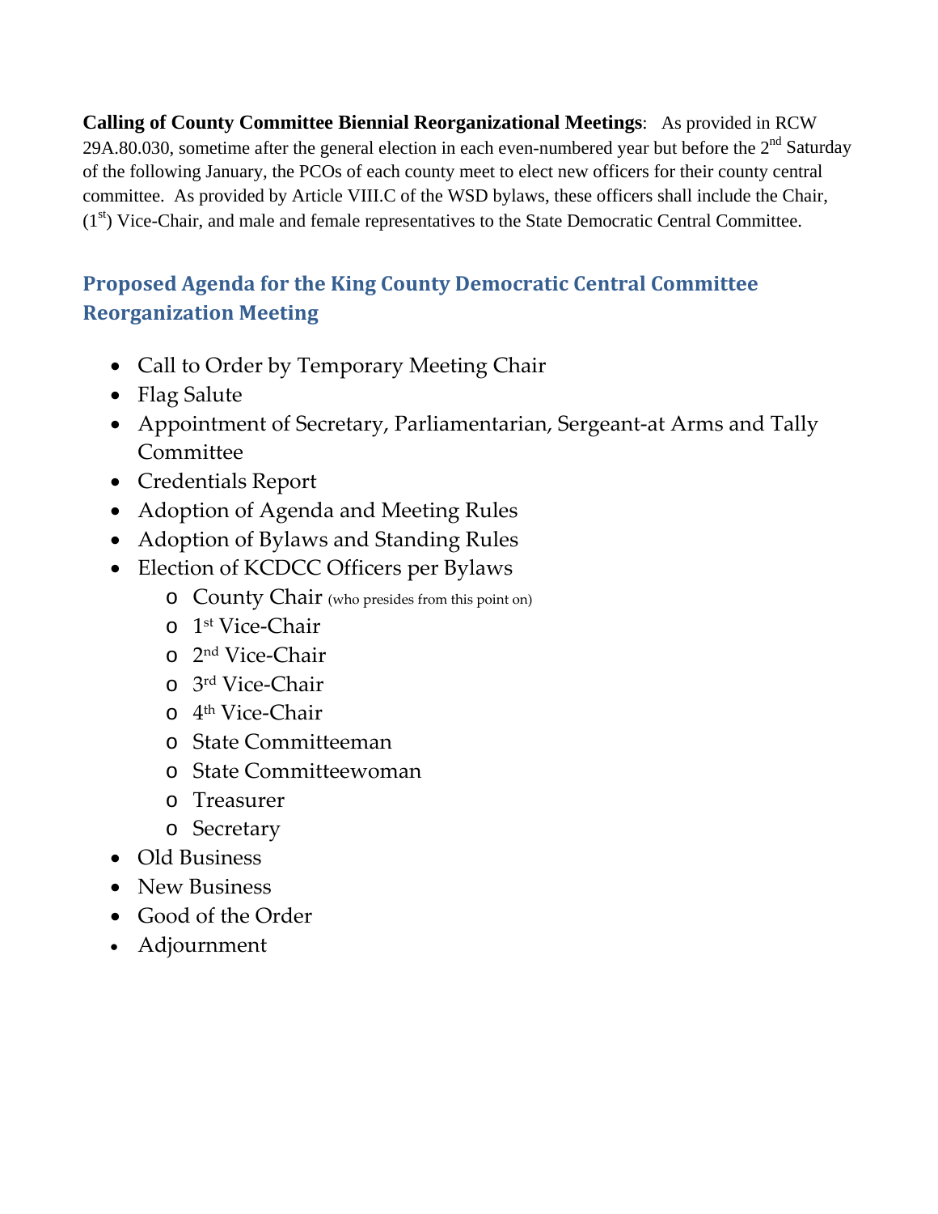**Calling of County Committee Biennial Reorganizational Meetings**: As provided in RCW 29A.80.030, sometime after the general election in each even-numbered year but before the 2nd Saturday of the following January, the PCOs of each county meet to elect new officers for their county central committee. As provided by Article VIII.C of the WSD bylaws, these officers shall include the Chair, (1st) Vice-Chair, and male and female representatives to the State Democratic Central Committee.

## Proposed Agenda for the King County Democratic Central Committee Reorganization Meeting

- Call to Order by Temporary Meeting Chair
- Flag Salute
- Appointment of Secretary, Parliamentarian, Sergeant-at Arms and Tally Committee
- Credentials Report
- Adoption of Agenda and Meeting Rules
- Adoption of Bylaws and Standing Rules
- Election of KCDCC Officers per Bylaws
  - County Chair (who presides from this point on)
  - 1st Vice-Chair
  - 2nd Vice-Chair
  - 3rd Vice-Chair
  - 4th Vice-Chair
  - State Committeeman
  - State Committeewoman
  - Treasurer
  - Secretary
- Old Business
- New Business
- Good of the Order
- Adjournment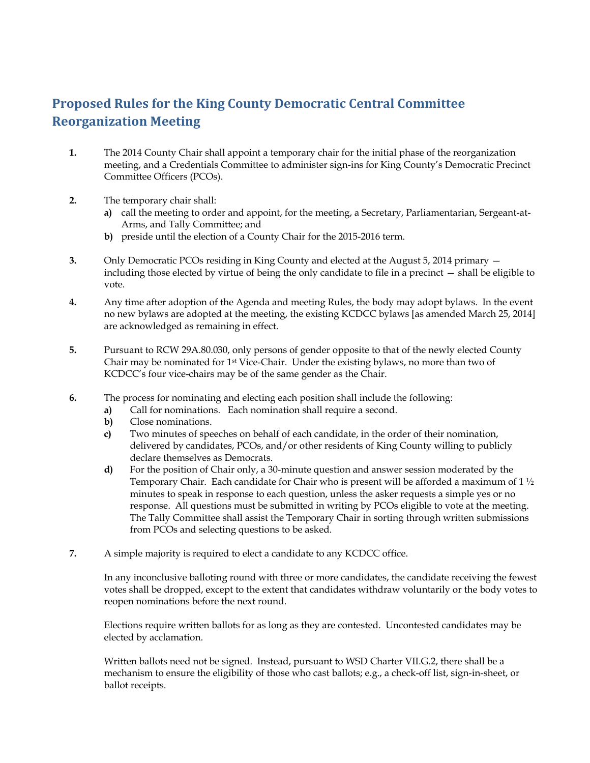## Proposed Rules for the King County Democratic Central Committee Reorganization Meeting

1. The 2014 County Chair shall appoint a temporary chair for the initial phase of the reorganization meeting, and a Credentials Committee to administer sign-ins for King County's Democratic Precinct Committee Officers (PCOs).

2. The temporary chair shall:
   a) call the meeting to order and appoint, for the meeting, a Secretary, Parliamentarian, Sergeant-at-Arms, and Tally Committee; and
   b) preside until the election of a County Chair for the 2015-2016 term.

3. Only Democratic PCOs residing in King County and elected at the August 5, 2014 primary — including those elected by virtue of being the only candidate to file in a precinct — shall be eligible to vote.

4. Any time after adoption of the Agenda and meeting Rules, the body may adopt bylaws. In the event no new bylaws are adopted at the meeting, the existing KCDCC bylaws [as amended March 25, 2014] are acknowledged as remaining in effect.

5. Pursuant to RCW 29A.80.030, only persons of gender opposite to that of the newly elected County Chair may be nominated for 1st Vice-Chair. Under the existing bylaws, no more than two of KCDCC's four vice-chairs may be of the same gender as the Chair.

6. The process for nominating and electing each position shall include the following:
   a) Call for nominations. Each nomination shall require a second.
   b) Close nominations.
   c) Two minutes of speeches on behalf of each candidate, in the order of their nomination, delivered by candidates, PCOs, and/or other residents of King County willing to publicly declare themselves as Democrats.
   d) For the position of Chair only, a 30-minute question and answer session moderated by the Temporary Chair. Each candidate for Chair who is present will be afforded a maximum of 1 ½ minutes to speak in response to each question, unless the asker requests a simple yes or no response. All questions must be submitted in writing by PCOs eligible to vote at the meeting. The Tally Committee shall assist the Temporary Chair in sorting through written submissions from PCOs and selecting questions to be asked.

7. A simple majority is required to elect a candidate to any KCDCC office.

   In any inconclusive balloting round with three or more candidates, the candidate receiving the fewest votes shall be dropped, except to the extent that candidates withdraw voluntarily or the body votes to reopen nominations before the next round.

   Elections require written ballots for as long as they are contested. Uncontested candidates may be elected by acclamation.

   Written ballots need not be signed. Instead, pursuant to WSD Charter VII.G.2, there shall be a mechanism to ensure the eligibility of those who cast ballots; e.g., a check-off list, sign-in-sheet, or ballot receipts.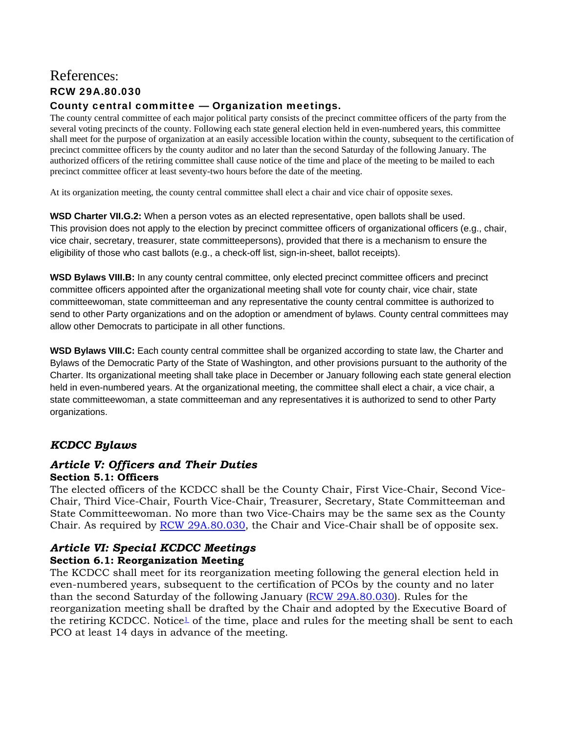# References:

### RCW 29A.80.030

### County central committee — Organization meetings.

The county central committee of each major political party consists of the precinct committee officers of the party from the several voting precincts of the county. Following each state general election held in even-numbered years, this committee shall meet for the purpose of organization at an easily accessible location within the county, subsequent to the certification of precinct committee officers by the county auditor and no later than the second Saturday of the following January. The authorized officers of the retiring committee shall cause notice of the time and place of the meeting to be mailed to each precinct committee officer at least seventy-two hours before the date of the meeting.

At its organization meeting, the county central committee shall elect a chair and vice chair of opposite sexes.

**WSD Charter VII.G.2:** When a person votes as an elected representative, open ballots shall be used. This provision does not apply to the election by precinct committee officers of organizational officers (e.g., chair, vice chair, secretary, treasurer, state committeepersons), provided that there is a mechanism to ensure the eligibility of those who cast ballots (e.g., a check-off list, sign-in-sheet, ballot receipts).

**WSD Bylaws VIII.B:** In any county central committee, only elected precinct committee officers and precinct committee officers appointed after the organizational meeting shall vote for county chair, vice chair, state committeewoman, state committeeman and any representative the county central committee is authorized to send to other Party organizations and on the adoption or amendment of bylaws. County central committees may allow other Democrats to participate in all other functions.

**WSD Bylaws VIII.C:** Each county central committee shall be organized according to state law, the Charter and Bylaws of the Democratic Party of the State of Washington, and other provisions pursuant to the authority of the Charter. Its organizational meeting shall take place in December or January following each state general election held in even-numbered years. At the organizational meeting, the committee shall elect a chair, a vice chair, a state committeewoman, a state committeeman and any representatives it is authorized to send to other Party organizations.

## *KCDCC Bylaws*

### *Article V: Officers and Their Duties*

**Section 5.1: Officers**

The elected officers of the KCDCC shall be the County Chair, First Vice-Chair, Second Vice-Chair, Third Vice-Chair, Fourth Vice-Chair, Treasurer, Secretary, State Committeeman and State Committeewoman. No more than two Vice-Chairs may be the same sex as the County Chair. As required by RCW 29A.80.030, the Chair and Vice-Chair shall be of opposite sex.

### *Article VI: Special KCDCC Meetings*

**Section 6.1: Reorganization Meeting**

The KCDCC shall meet for its reorganization meeting following the general election held in even-numbered years, subsequent to the certification of PCOs by the county and no later than the second Saturday of the following January (RCW 29A.80.030). Rules for the reorganization meeting shall be drafted by the Chair and adopted by the Executive Board of the retiring KCDCC. Notice[1] of the time, place and rules for the meeting shall be sent to each PCO at least 14 days in advance of the meeting.